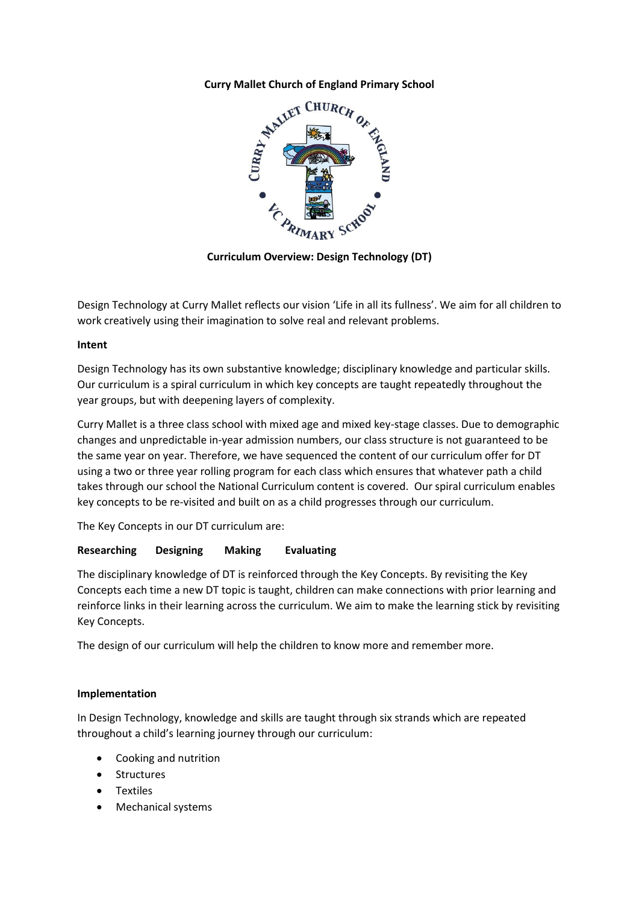**Curry Mallet Church of England Primary School**

**Curriculum Overview: Design Technology (DT)**

Design Technology at Curry Mallet reflects our vision 'Life in all its fullness'. We aim for all children to work creatively using their imagination to solve real and relevant problems.

**Intent**

Design Technology has its own substantive knowledge; disciplinary knowledge and particular skills. Our curriculum is a spiral curriculum in which key concepts are taught repeatedly throughout the year groups, but with deepening layers of complexity.

Curry Mallet is a three class school with mixed age and mixed key-stage classes. Due to demographic changes and unpredictable in-year admission numbers, our class structure is not guaranteed to be the same year on year. Therefore, we have sequenced the content of our curriculum offer for DT using a two or three year rolling program for each class which ensures that whatever path a child takes through our school the National Curriculum content is covered. Our spiral curriculum enables key concepts to be re-visited and built on as a child progresses through our curriculum.

The Key Concepts in our DT curriculum are:

**Researching Designing Making Evaluating**

The disciplinary knowledge of DT is reinforced through the Key Concepts. By revisiting the Key Concepts each time a new DT topic is taught, children can make connections with prior learning and reinforce links in their learning across the curriculum. We aim to make the learning stick by revisiting Key Concepts.

The design of our curriculum will help the children to know more and remember more.

**Implementation**

In Design Technology, knowledge and skills are taught through six strands which are repeated throughout a child's learning journey through our curriculum:

- Cooking and nutrition
- Structures
- Textiles
- Mechanical systems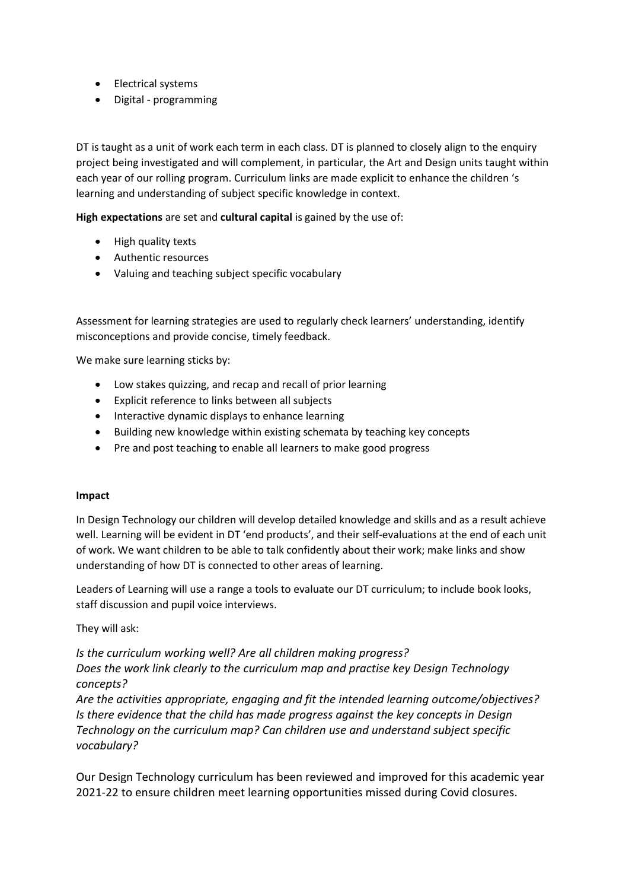- Electrical systems
- Digital - programming

DT is taught as a unit of work each term in each class. DT is planned to closely align to the enquiry project being investigated and will complement, in particular, the Art and Design units taught within each year of our rolling program. Curriculum links are made explicit to enhance the children 's learning and understanding of subject specific knowledge in context.

**High expectations** are set and **cultural capital** is gained by the use of:

- High quality texts
- Authentic resources
- Valuing and teaching subject specific vocabulary

Assessment for learning strategies are used to regularly check learners' understanding, identify misconceptions and provide concise, timely feedback.

We make sure learning sticks by:

- Low stakes quizzing, and recap and recall of prior learning
- Explicit reference to links between all subjects
- Interactive dynamic displays to enhance learning
- Building new knowledge within existing schemata by teaching key concepts
- Pre and post teaching to enable all learners to make good progress

**Impact**

In Design Technology our children will develop detailed knowledge and skills and as a result achieve well. Learning will be evident in DT 'end products', and their self-evaluations at the end of each unit of work. We want children to be able to talk confidently about their work; make links and show understanding of how DT is connected to other areas of learning.

Leaders of Learning will use a range a tools to evaluate our DT curriculum; to include book looks, staff discussion and pupil voice interviews.

They will ask:

*Is the curriculum working well? Are all children making progress?*
*Does the work link clearly to the curriculum map and practise key Design Technology concepts?*
*Are the activities appropriate, engaging and fit the intended learning outcome/objectives?*
*Is there evidence that the child has made progress against the key concepts in Design Technology on the curriculum map? Can children use and understand subject specific vocabulary?*

Our Design Technology curriculum has been reviewed and improved for this academic year 2021-22 to ensure children meet learning opportunities missed during Covid closures.